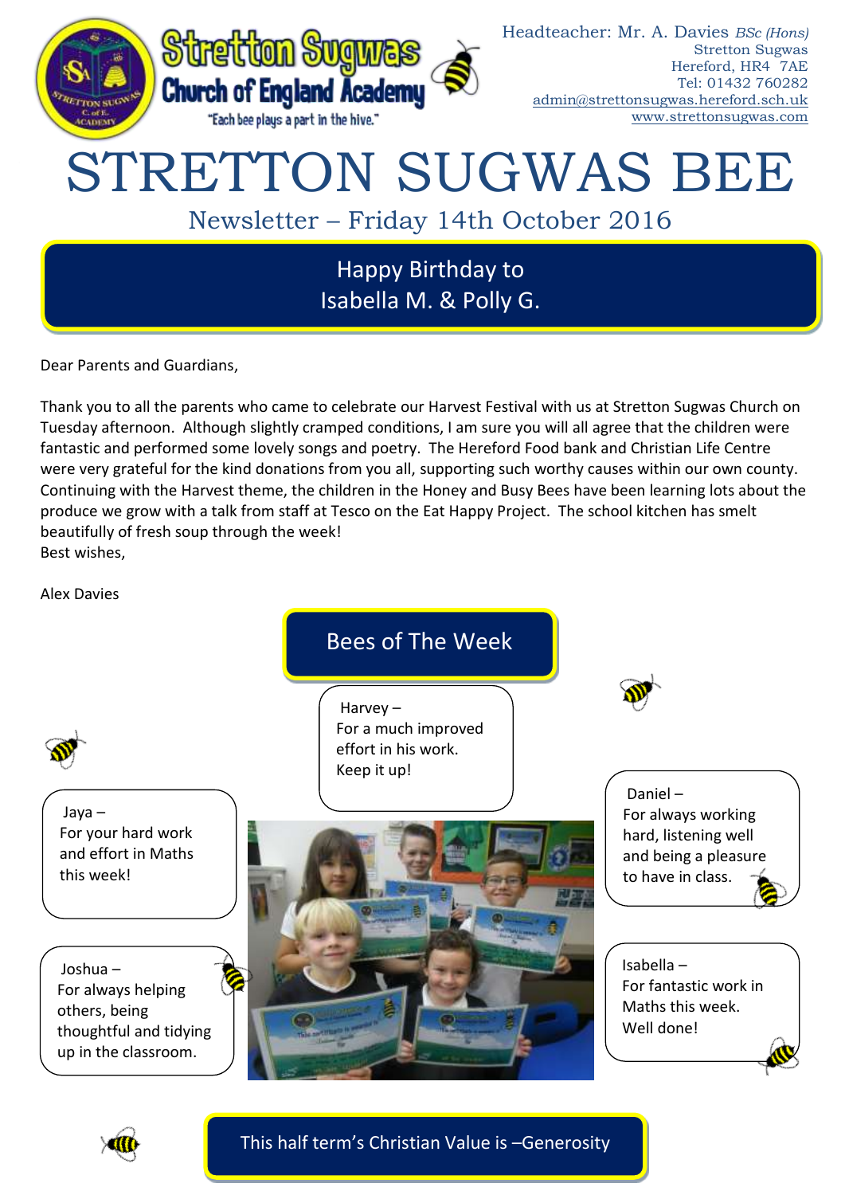Stretton Sugwas Church of England Academy

"Each bee plays a part in the hive."

Headteacher: Mr. A. Davies *BSc (Hons)*
Stretton Sugwas
Hereford, HR4 7AE
Tel: 01432 760282
admin@strettonsugwas.hereford.sch.uk
www.strettonsugwas.com

# STRETTON SUGWAS BEE

## Newsletter – Friday 14th October 2016

**Happy Birthday to**
**Isabella M. & Polly G.**

Dear Parents and Guardians,

Thank you to all the parents who came to celebrate our Harvest Festival with us at Stretton Sugwas Church on Tuesday afternoon. Although slightly cramped conditions, I am sure you will all agree that the children were fantastic and performed some lovely songs and poetry. The Hereford Food bank and Christian Life Centre were very grateful for the kind donations from you all, supporting such worthy causes within our own county. Continuing with the Harvest theme, the children in the Honey and Busy Bees have been learning lots about the produce we grow with a talk from staff at Tesco on the Eat Happy Project. The school kitchen has smelt beautifully of fresh soup through the week!
Best wishes,

Alex Davies

## Bees of The Week

Harvey –
For a much improved effort in his work. Keep it up!

Jaya –
For your hard work and effort in Maths this week!

Daniel –
For always working hard, listening well and being a pleasure to have in class.

Joshua –
For always helping others, being thoughtful and tidying up in the classroom.

Isabella –
For fantastic work in Maths this week. Well done!

**This half term's Christian Value is –Generosity**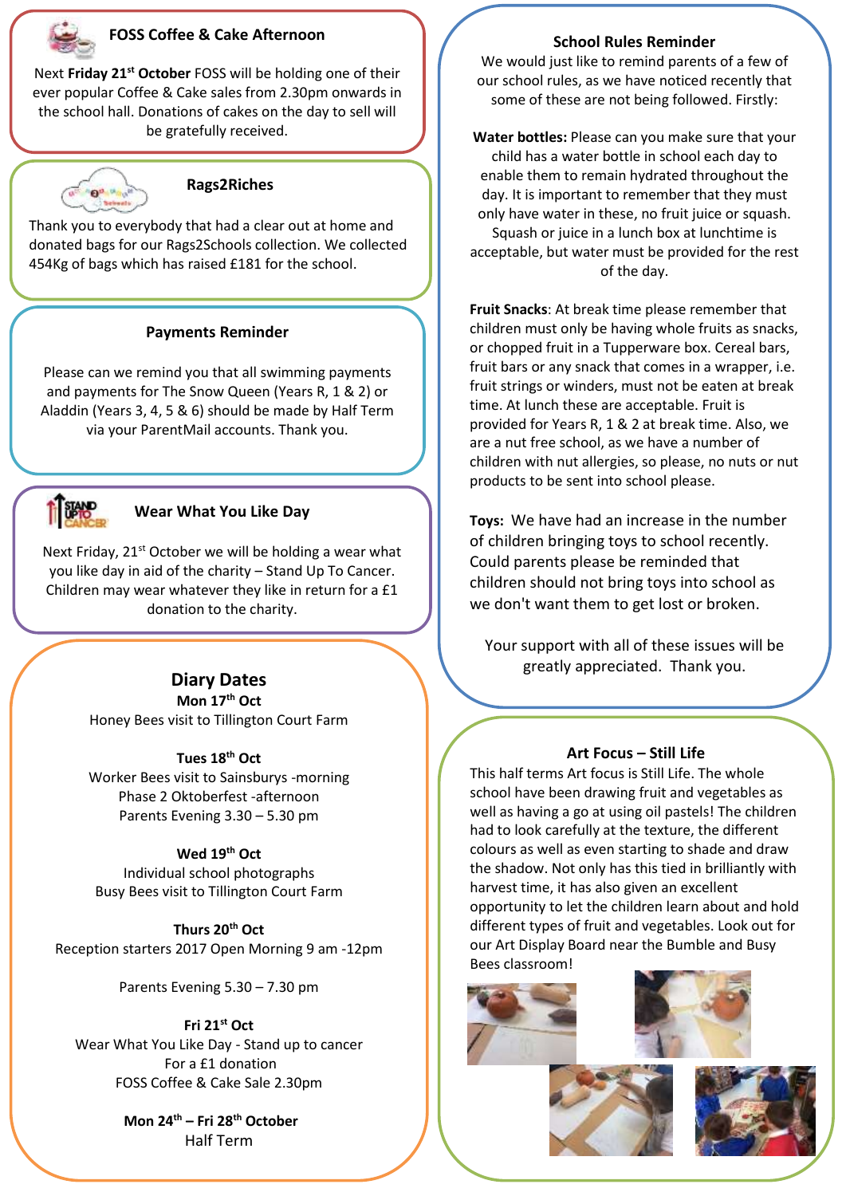## FOSS Coffee & Cake Afternoon

Next **Friday 21st October** FOSS will be holding one of their ever popular Coffee & Cake sales from 2.30pm onwards in the school hall. Donations of cakes on the day to sell will be gratefully received.

## Rags2Riches

Thank you to everybody that had a clear out at home and donated bags for our Rags2Schools collection. We collected 454Kg of bags which has raised £181 for the school.

## Payments Reminder

Please can we remind you that all swimming payments and payments for The Snow Queen (Years R, 1 & 2) or Aladdin (Years 3, 4, 5 & 6) should be made by Half Term via your ParentMail accounts. Thank you.

## Wear What You Like Day

Next Friday, 21st October we will be holding a wear what you like day in aid of the charity – Stand Up To Cancer. Children may wear whatever they like in return for a £1 donation to the charity.

## Diary Dates

**Mon 17th Oct**
Honey Bees visit to Tillington Court Farm

**Tues 18th Oct**
Worker Bees visit to Sainsburys -morning
Phase 2 Oktoberfest -afternoon
Parents Evening 3.30 – 5.30 pm

**Wed 19th Oct**
Individual school photographs
Busy Bees visit to Tillington Court Farm

**Thurs 20th Oct**
Reception starters 2017 Open Morning 9 am -12pm

Parents Evening 5.30 – 7.30 pm

**Fri 21st Oct**
Wear What You Like Day - Stand up to cancer
For a £1 donation
FOSS Coffee & Cake Sale 2.30pm

**Mon 24th – Fri 28th October**
Half Term

## School Rules Reminder

We would just like to remind parents of a few of our school rules, as we have noticed recently that some of these are not being followed. Firstly:

**Water bottles:** Please can you make sure that your child has a water bottle in school each day to enable them to remain hydrated throughout the day. It is important to remember that they must only have water in these, no fruit juice or squash. Squash or juice in a lunch box at lunchtime is acceptable, but water must be provided for the rest of the day.

**Fruit Snacks**: At break time please remember that children must only be having whole fruits as snacks, or chopped fruit in a Tupperware box. Cereal bars, fruit bars or any snack that comes in a wrapper, i.e. fruit strings or winders, must not be eaten at break time. At lunch these are acceptable. Fruit is provided for Years R, 1 & 2 at break time. Also, we are a nut free school, as we have a number of children with nut allergies, so please, no nuts or nut products to be sent into school please.

**Toys:** We have had an increase in the number of children bringing toys to school recently. Could parents please be reminded that children should not bring toys into school as we don't want them to get lost or broken.

Your support with all of these issues will be greatly appreciated. Thank you.

## Art Focus – Still Life

This half terms Art focus is Still Life. The whole school have been drawing fruit and vegetables as well as having a go at using oil pastels! The children had to look carefully at the texture, the different colours as well as even starting to shade and draw the shadow. Not only has this tied in brilliantly with harvest time, it has also given an excellent opportunity to let the children learn about and hold different types of fruit and vegetables. Look out for our Art Display Board near the Bumble and Busy Bees classroom!